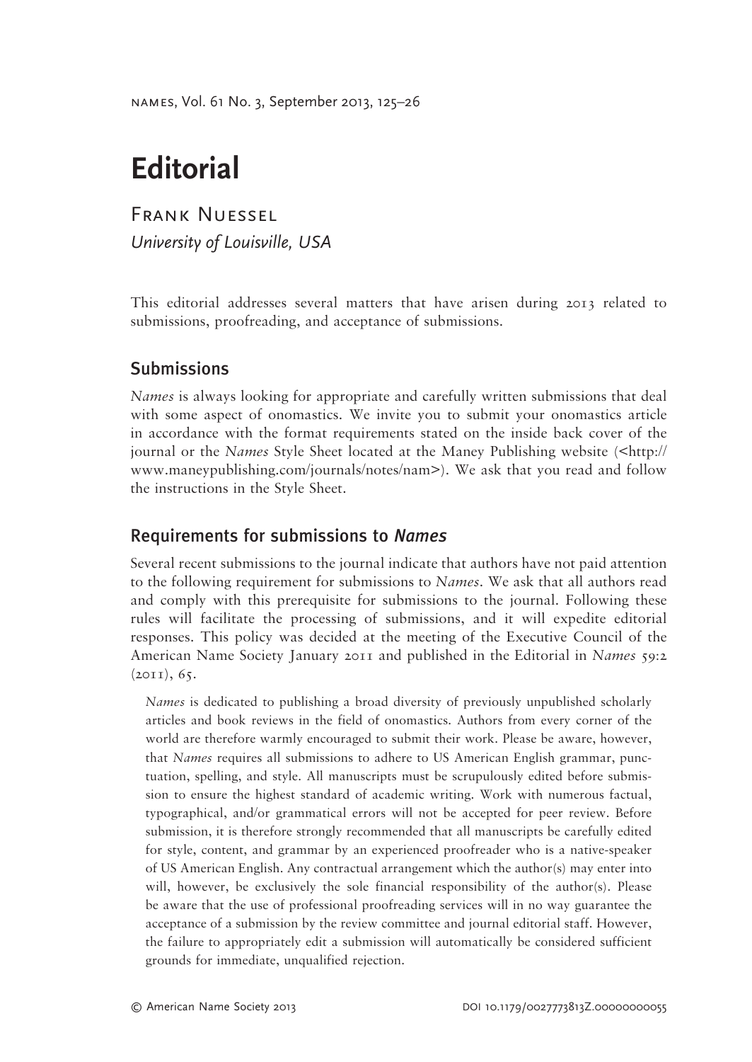# Editorial

Frank Nuessel
*University of Louisville, USA*

This editorial addresses several matters that have arisen during 2013 related to submissions, proofreading, and acceptance of submissions.

## Submissions

*Names* is always looking for appropriate and carefully written submissions that deal with some aspect of onomastics. We invite you to submit your onomastics article in accordance with the format requirements stated on the inside back cover of the journal or the *Names* Style Sheet located at the Maney Publishing website (<http://www.maneypublishing.com/journals/notes/nam>). We ask that you read and follow the instructions in the Style Sheet.

## Requirements for submissions to *Names*

Several recent submissions to the journal indicate that authors have not paid attention to the following requirement for submissions to *Names*. We ask that all authors read and comply with this prerequisite for submissions to the journal. Following these rules will facilitate the processing of submissions, and it will expedite editorial responses. This policy was decided at the meeting of the Executive Council of the American Name Society January 2011 and published in the Editorial in *Names* 59:2 (2011), 65.

> *Names* is dedicated to publishing a broad diversity of previously unpublished scholarly articles and book reviews in the field of onomastics. Authors from every corner of the world are therefore warmly encouraged to submit their work. Please be aware, however, that *Names* requires all submissions to adhere to US American English grammar, punctuation, spelling, and style. All manuscripts must be scrupulously edited before submission to ensure the highest standard of academic writing. Work with numerous factual, typographical, and/or grammatical errors will not be accepted for peer review. Before submission, it is therefore strongly recommended that all manuscripts be carefully edited for style, content, and grammar by an experienced proofreader who is a native-speaker of US American English. Any contractual arrangement which the author(s) may enter into will, however, be exclusively the sole financial responsibility of the author(s). Please be aware that the use of professional proofreading services will in no way guarantee the acceptance of a submission by the review committee and journal editorial staff. However, the failure to appropriately edit a submission will automatically be considered sufficient grounds for immediate, unqualified rejection.

© American Name Society 2013 DOI 10.1179/0027773813Z.00000000055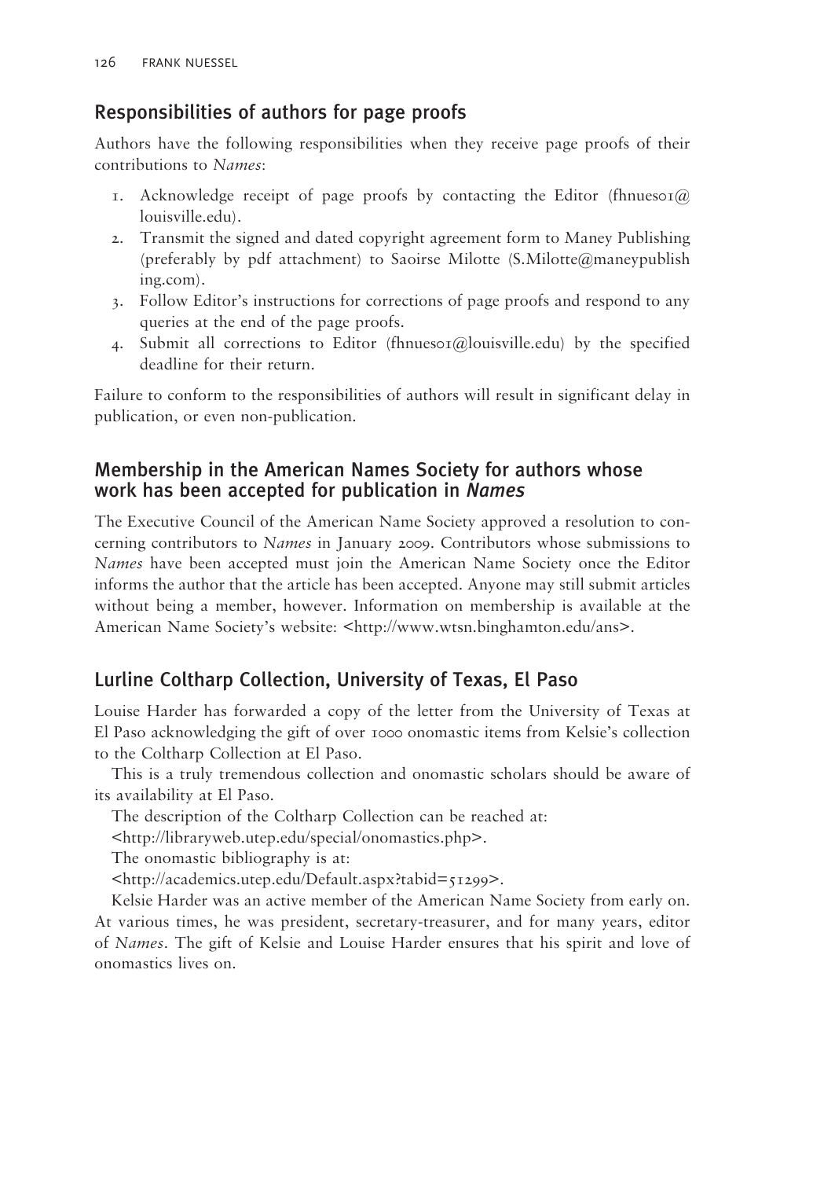## Responsibilities of authors for page proofs

Authors have the following responsibilities when they receive page proofs of their contributions to *Names*:

1. Acknowledge receipt of page proofs by contacting the Editor (fhnues01@louisville.edu).
2. Transmit the signed and dated copyright agreement form to Maney Publishing (preferably by pdf attachment) to Saoirse Milotte (S.Milotte@maneypublishing.com).
3. Follow Editor's instructions for corrections of page proofs and respond to any queries at the end of the page proofs.
4. Submit all corrections to Editor (fhnues01@louisville.edu) by the specified deadline for their return.

Failure to conform to the responsibilities of authors will result in significant delay in publication, or even non-publication.

## Membership in the American Names Society for authors whose work has been accepted for publication in *Names*

The Executive Council of the American Name Society approved a resolution to concerning contributors to *Names* in January 2009. Contributors whose submissions to *Names* have been accepted must join the American Name Society once the Editor informs the author that the article has been accepted. Anyone may still submit articles without being a member, however. Information on membership is available at the American Name Society's website: <http://www.wtsn.binghamton.edu/ans>.

## Lurline Coltharp Collection, University of Texas, El Paso

Louise Harder has forwarded a copy of the letter from the University of Texas at El Paso acknowledging the gift of over 1000 onomastic items from Kelsie's collection to the Coltharp Collection at El Paso.

This is a truly tremendous collection and onomastic scholars should be aware of its availability at El Paso.

The description of the Coltharp Collection can be reached at:

<http://libraryweb.utep.edu/special/onomastics.php>.

The onomastic bibliography is at:

<http://academics.utep.edu/Default.aspx?tabid=51299>.

Kelsie Harder was an active member of the American Name Society from early on. At various times, he was president, secretary-treasurer, and for many years, editor of *Names*. The gift of Kelsie and Louise Harder ensures that his spirit and love of onomastics lives on.